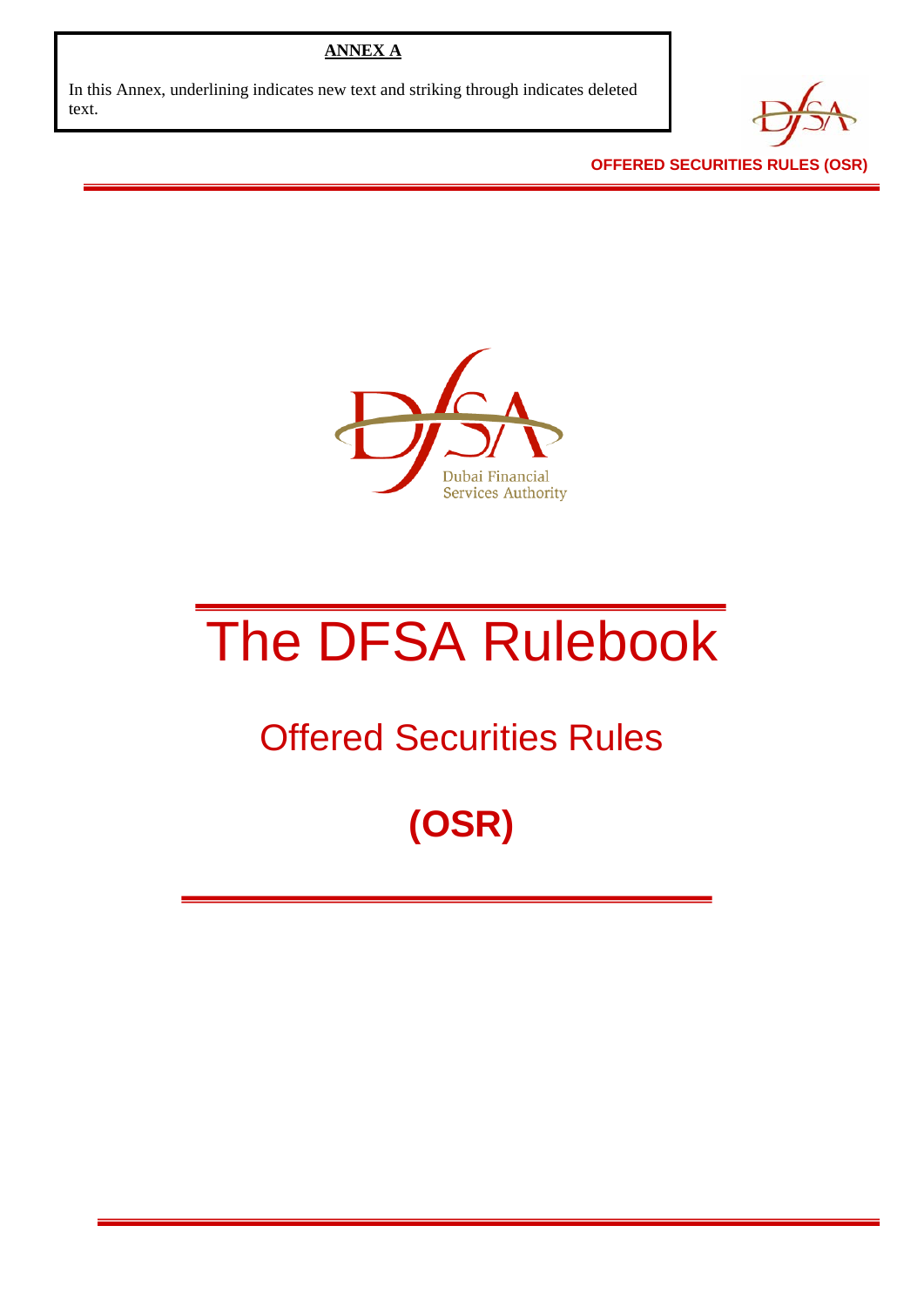**ANNEX A**

In this Annex, underlining indicates new text and striking through indicates deleted text.

**OFFERED SECURITIES RULES (OSR)**

Dubai Financial Services Authority

# The DFSA Rulebook

## Offered Securities Rules

## **(OSR)**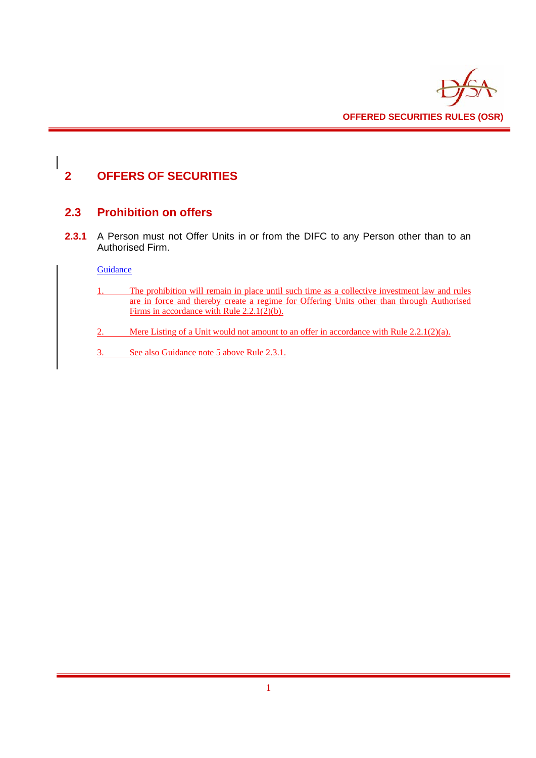# 2 OFFERS OF SECURITIES

## 2.3 Prohibition on offers

**2.3.1** A Person must not Offer Units in or from the DIFC to any Person other than to an Authorised Firm.

Guidance

1. The prohibition will remain in place until such time as a collective investment law and rules are in force and thereby create a regime for Offering Units other than through Authorised Firms in accordance with Rule 2.2.1(2)(b).

2. Mere Listing of a Unit would not amount to an offer in accordance with Rule 2.2.1(2)(a).

3. See also Guidance note 5 above Rule 2.3.1.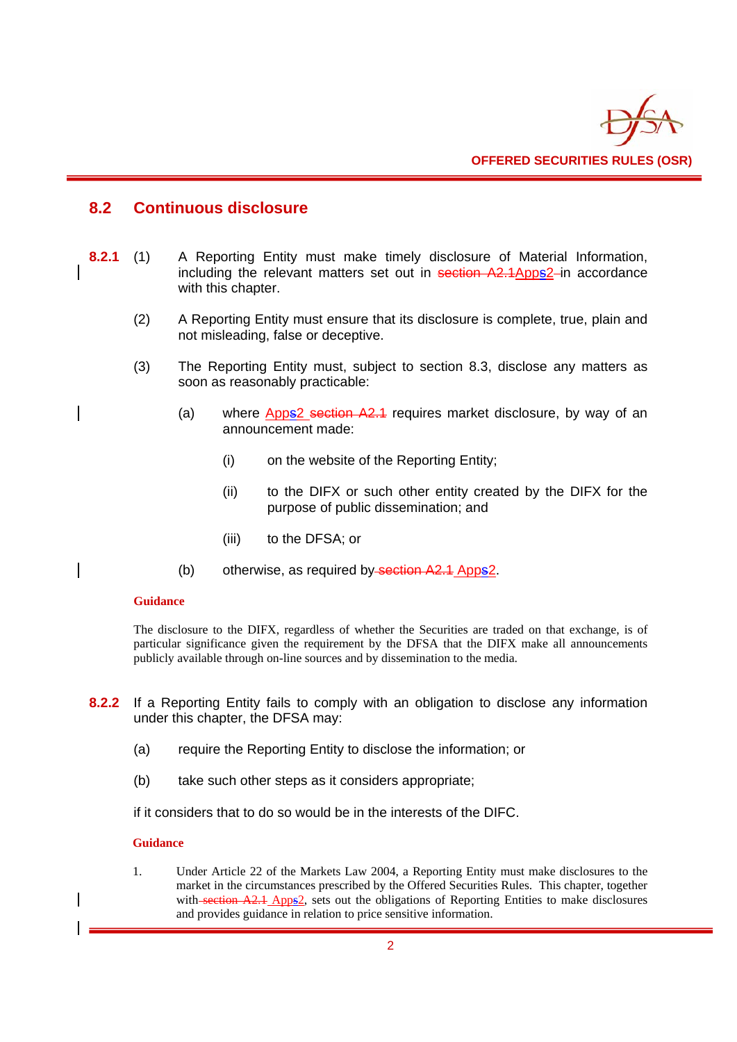## 8.2 Continuous disclosure

**8.2.1** (1) A Reporting Entity must make timely disclosure of Material Information, including the relevant matters set out in ~~section A2.1~~Apps2 in accordance with this chapter.

(2) A Reporting Entity must ensure that its disclosure is complete, true, plain and not misleading, false or deceptive.

(3) The Reporting Entity must, subject to section 8.3, disclose any matters as soon as reasonably practicable:

(a) where Apps2 ~~section A2.1~~ requires market disclosure, by way of an announcement made:

(i) on the website of the Reporting Entity;

(ii) to the DIFX or such other entity created by the DIFX for the purpose of public dissemination; and

(iii) to the DFSA; or

(b) otherwise, as required by ~~section A2.1~~ Apps2.

**Guidance**

The disclosure to the DIFX, regardless of whether the Securities are traded on that exchange, is of particular significance given the requirement by the DFSA that the DIFX make all announcements publicly available through on-line sources and by dissemination to the media.

**8.2.2** If a Reporting Entity fails to comply with an obligation to disclose any information under this chapter, the DFSA may:

(a) require the Reporting Entity to disclose the information; or

(b) take such other steps as it considers appropriate;

if it considers that to do so would be in the interests of the DIFC.

**Guidance**

1. Under Article 22 of the Markets Law 2004, a Reporting Entity must make disclosures to the market in the circumstances prescribed by the Offered Securities Rules. This chapter, together with ~~section A2.1~~ Apps2, sets out the obligations of Reporting Entities to make disclosures and provides guidance in relation to price sensitive information.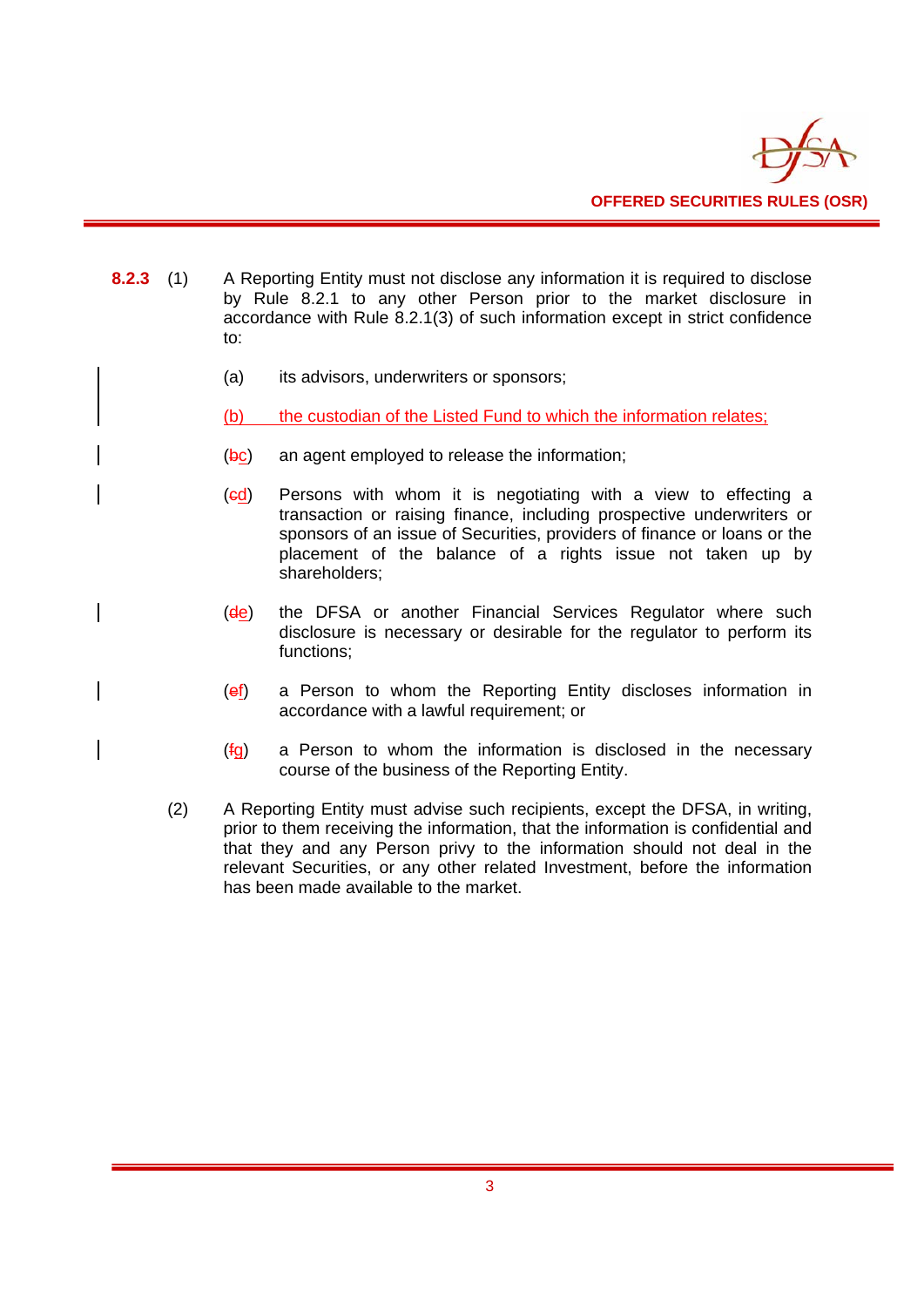**8.2.3** (1) A Reporting Entity must not disclose any information it is required to disclose by Rule 8.2.1 to any other Person prior to the market disclosure in accordance with Rule 8.2.1(3) of such information except in strict confidence to:

(a) its advisors, underwriters or sponsors;

(b) the custodian of the Listed Fund to which the information relates;

(~~b~~c) an agent employed to release the information;

(~~c~~d) Persons with whom it is negotiating with a view to effecting a transaction or raising finance, including prospective underwriters or sponsors of an issue of Securities, providers of finance or loans or the placement of the balance of a rights issue not taken up by shareholders;

(~~d~~e) the DFSA or another Financial Services Regulator where such disclosure is necessary or desirable for the regulator to perform its functions;

(~~e~~f) a Person to whom the Reporting Entity discloses information in accordance with a lawful requirement; or

(~~f~~g) a Person to whom the information is disclosed in the necessary course of the business of the Reporting Entity.

(2) A Reporting Entity must advise such recipients, except the DFSA, in writing, prior to them receiving the information, that the information is confidential and that they and any Person privy to the information should not deal in the relevant Securities, or any other related Investment, before the information has been made available to the market.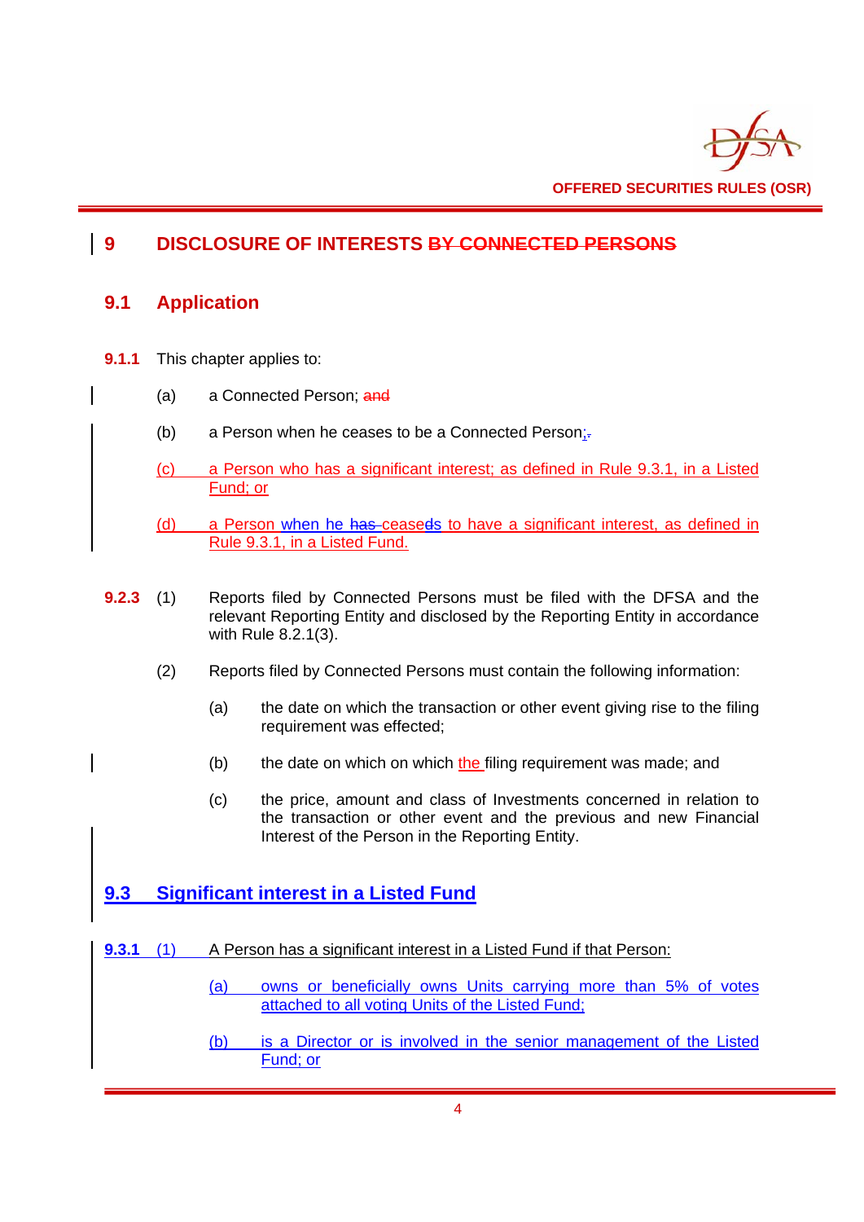# 9 DISCLOSURE OF INTERESTS ~~BY CONNECTED PERSONS~~

## 9.1 Application

**9.1.1** This chapter applies to:

(a) a Connected Person; ~~and~~

(b) a Person when he ceases to be a Connected Person;~~.~~

(c) a Person who has a significant interest; as defined in Rule 9.3.1, in a Listed Fund; or

(d) a Person when he ~~has~~ ceaseds to have a significant interest, as defined in Rule 9.3.1, in a Listed Fund.

**9.2.3** (1) Reports filed by Connected Persons must be filed with the DFSA and the relevant Reporting Entity and disclosed by the Reporting Entity in accordance with Rule 8.2.1(3).

(2) Reports filed by Connected Persons must contain the following information:

(a) the date on which the transaction or other event giving rise to the filing requirement was effected;

(b) the date on which on which the filing requirement was made; and

(c) the price, amount and class of Investments concerned in relation to the transaction or other event and the previous and new Financial Interest of the Person in the Reporting Entity.

## 9.3 Significant interest in a Listed Fund

**9.3.1** (1) A Person has a significant interest in a Listed Fund if that Person:

(a) owns or beneficially owns Units carrying more than 5% of votes attached to all voting Units of the Listed Fund;

(b) is a Director or is involved in the senior management of the Listed Fund; or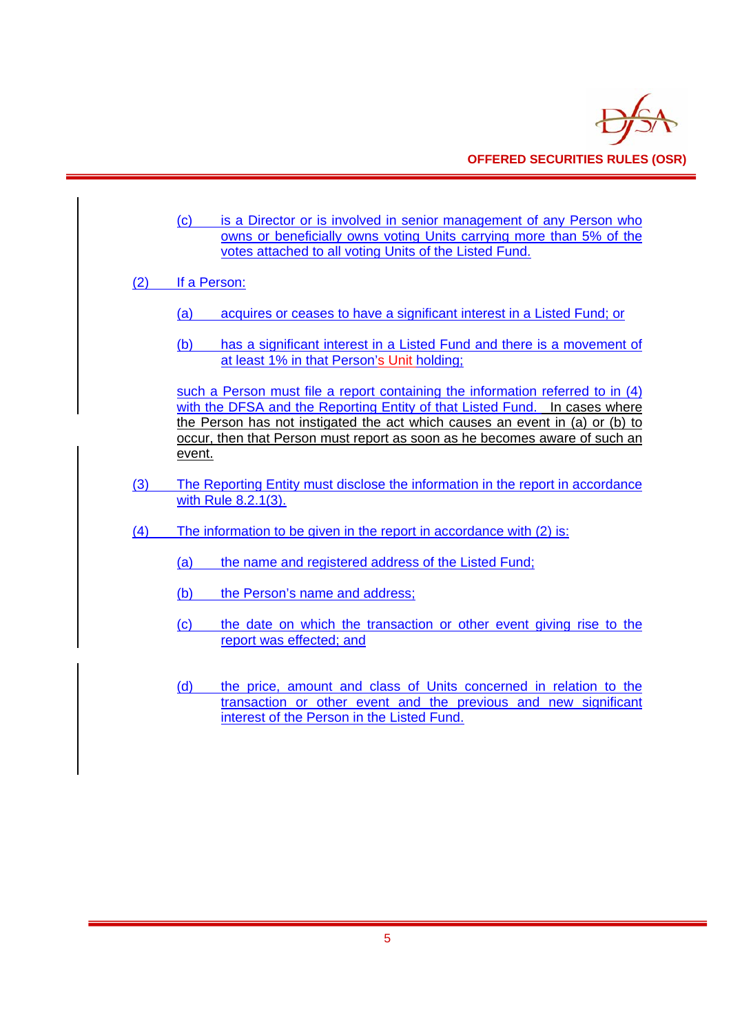(c) is a Director or is involved in senior management of any Person who owns or beneficially owns voting Units carrying more than 5% of the votes attached to all voting Units of the Listed Fund.

(2) If a Person:

(a) acquires or ceases to have a significant interest in a Listed Fund; or

(b) has a significant interest in a Listed Fund and there is a movement of at least 1% in that Person's Unit holding;

such a Person must file a report containing the information referred to in (4) with the DFSA and the Reporting Entity of that Listed Fund. In cases where the Person has not instigated the act which causes an event in (a) or (b) to occur, then that Person must report as soon as he becomes aware of such an event.

(3) The Reporting Entity must disclose the information in the report in accordance with Rule 8.2.1(3).

(4) The information to be given in the report in accordance with (2) is:

(a) the name and registered address of the Listed Fund;

(b) the Person's name and address;

(c) the date on which the transaction or other event giving rise to the report was effected; and

(d) the price, amount and class of Units concerned in relation to the transaction or other event and the previous and new significant interest of the Person in the Listed Fund.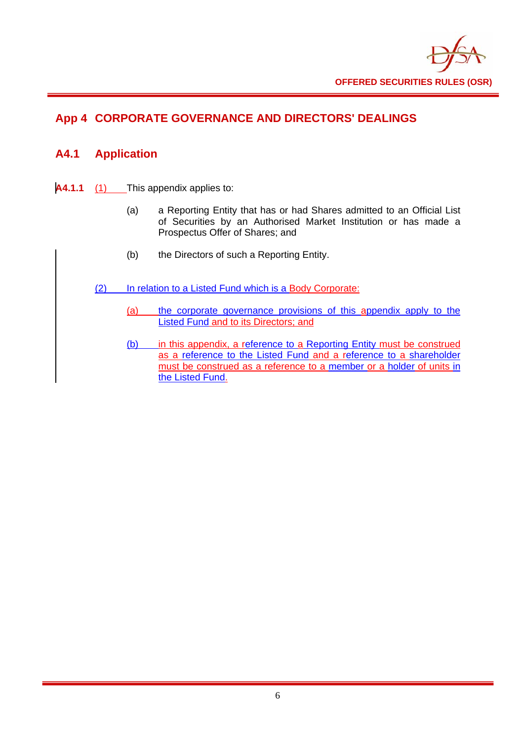## App 4 CORPORATE GOVERNANCE AND DIRECTORS' DEALINGS

### A4.1 Application

**A4.1.1** (1) This appendix applies to:

(a) a Reporting Entity that has or had Shares admitted to an Official List of Securities by an Authorised Market Institution or has made a Prospectus Offer of Shares; and

(b) the Directors of such a Reporting Entity.

(2) In relation to a Listed Fund which is a Body Corporate:

(a) the corporate governance provisions of this appendix apply to the Listed Fund and to its Directors; and

(b) in this appendix, a reference to a Reporting Entity must be construed as a reference to the Listed Fund and a reference to a shareholder must be construed as a reference to a member or a holder of units in the Listed Fund.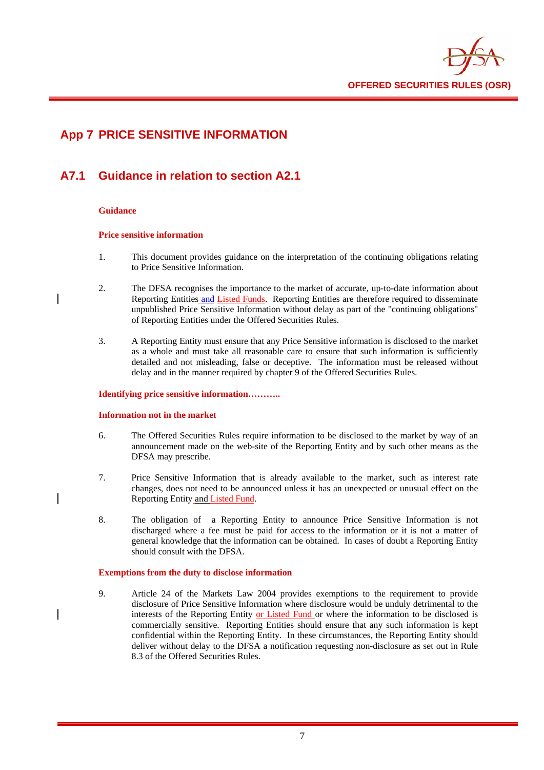# App 7 PRICE SENSITIVE INFORMATION

## A7.1 Guidance in relation to section A2.1

**Guidance**

**Price sensitive information**

1. This document provides guidance on the interpretation of the continuing obligations relating to Price Sensitive Information.

2. The DFSA recognises the importance to the market of accurate, up-to-date information about Reporting Entities and Listed Funds. Reporting Entities are therefore required to disseminate unpublished Price Sensitive Information without delay as part of the "continuing obligations" of Reporting Entities under the Offered Securities Rules.

3. A Reporting Entity must ensure that any Price Sensitive information is disclosed to the market as a whole and must take all reasonable care to ensure that such information is sufficiently detailed and not misleading, false or deceptive. The information must be released without delay and in the manner required by chapter 9 of the Offered Securities Rules.

**Identifying price sensitive information………..**

**Information not in the market**

6. The Offered Securities Rules require information to be disclosed to the market by way of an announcement made on the web-site of the Reporting Entity and by such other means as the DFSA may prescribe.

7. Price Sensitive Information that is already available to the market, such as interest rate changes, does not need to be announced unless it has an unexpected or unusual effect on the Reporting Entity and Listed Fund.

8. The obligation of a Reporting Entity to announce Price Sensitive Information is not discharged where a fee must be paid for access to the information or it is not a matter of general knowledge that the information can be obtained. In cases of doubt a Reporting Entity should consult with the DFSA.

**Exemptions from the duty to disclose information**

9. Article 24 of the Markets Law 2004 provides exemptions to the requirement to provide disclosure of Price Sensitive Information where disclosure would be unduly detrimental to the interests of the Reporting Entity or Listed Fund or where the information to be disclosed is commercially sensitive. Reporting Entities should ensure that any such information is kept confidential within the Reporting Entity. In these circumstances, the Reporting Entity should deliver without delay to the DFSA a notification requesting non-disclosure as set out in Rule 8.3 of the Offered Securities Rules.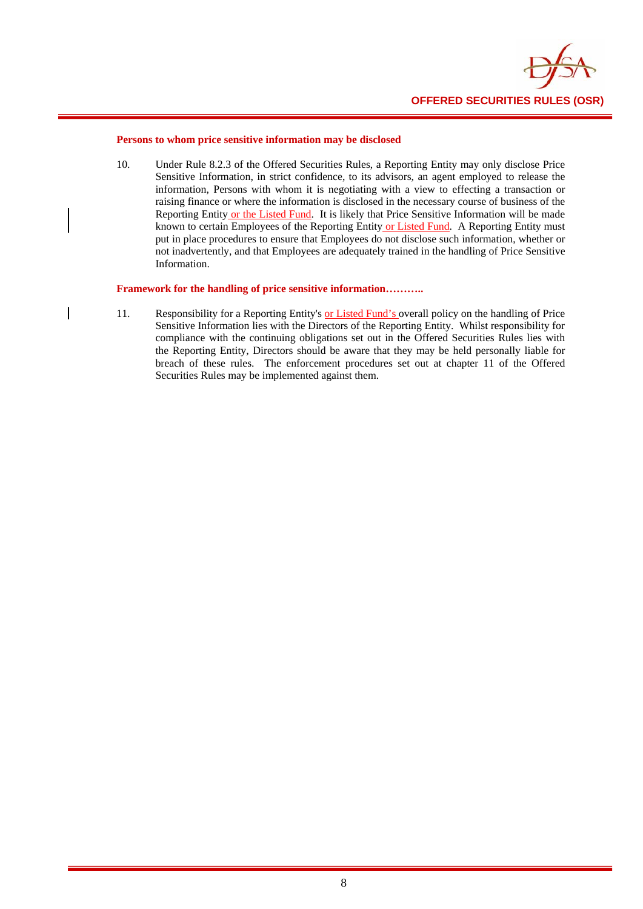#### Persons to whom price sensitive information may be disclosed

10. Under Rule 8.2.3 of the Offered Securities Rules, a Reporting Entity may only disclose Price Sensitive Information, in strict confidence, to its advisors, an agent employed to release the information, Persons with whom it is negotiating with a view to effecting a transaction or raising finance or where the information is disclosed in the necessary course of business of the Reporting Entity or the Listed Fund. It is likely that Price Sensitive Information will be made known to certain Employees of the Reporting Entity or Listed Fund. A Reporting Entity must put in place procedures to ensure that Employees do not disclose such information, whether or not inadvertently, and that Employees are adequately trained in the handling of Price Sensitive Information.

#### Framework for the handling of price sensitive information………..

11. Responsibility for a Reporting Entity's or Listed Fund's overall policy on the handling of Price Sensitive Information lies with the Directors of the Reporting Entity. Whilst responsibility for compliance with the continuing obligations set out in the Offered Securities Rules lies with the Reporting Entity, Directors should be aware that they may be held personally liable for breach of these rules. The enforcement procedures set out at chapter 11 of the Offered Securities Rules may be implemented against them.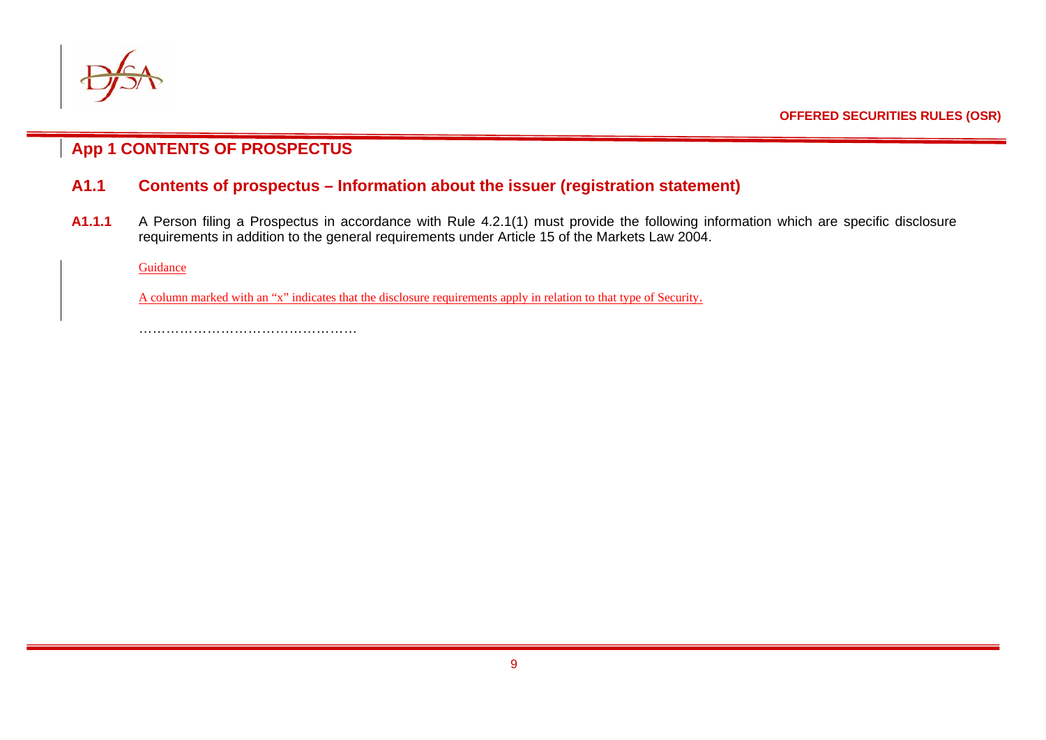## App 1 CONTENTS OF PROSPECTUS

### A1.1 Contents of prospectus – Information about the issuer (registration statement)

**A1.1.1** A Person filing a Prospectus in accordance with Rule 4.2.1(1) must provide the following information which are specific disclosure requirements in addition to the general requirements under Article 15 of the Markets Law 2004.

Guidance

A column marked with an "x" indicates that the disclosure requirements apply in relation to that type of Security.

…………………………………………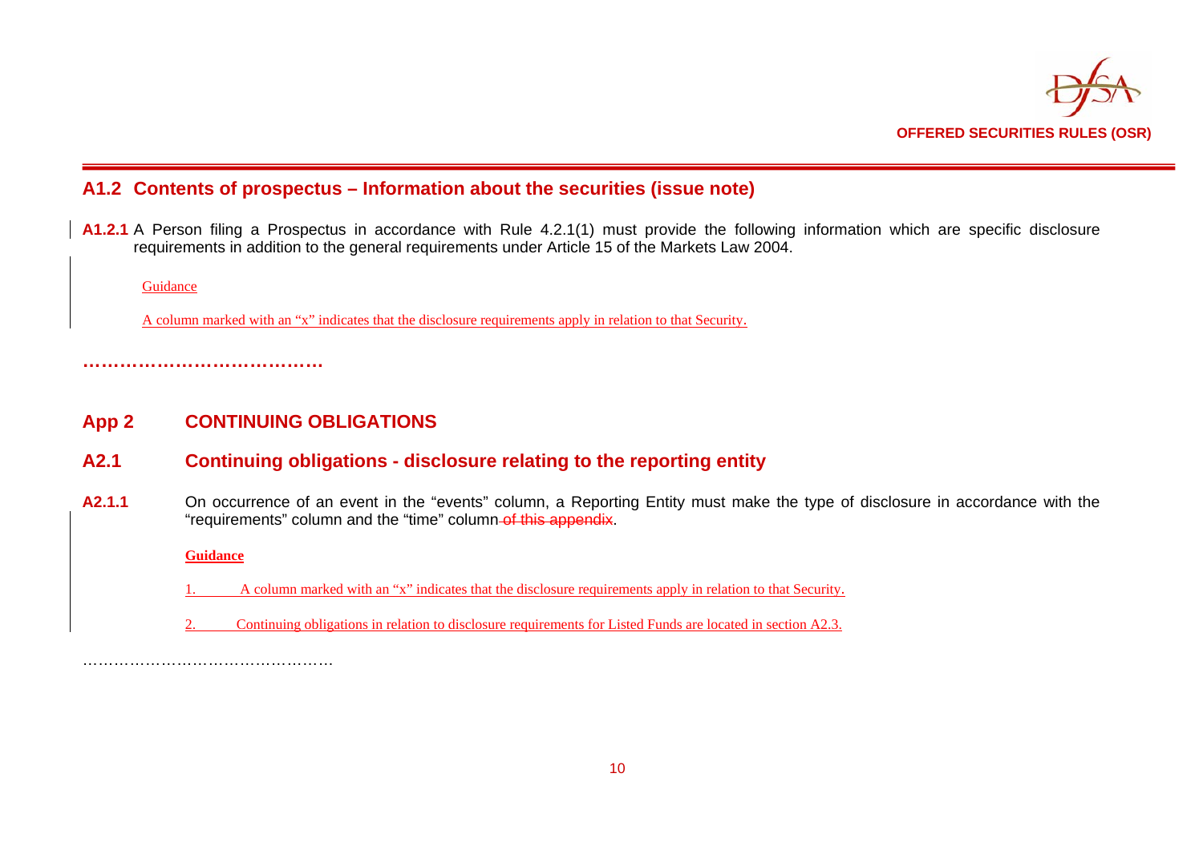## A1.2 Contents of prospectus – Information about the securities (issue note)

**A1.2.1** A Person filing a Prospectus in accordance with Rule 4.2.1(1) must provide the following information which are specific disclosure requirements in addition to the general requirements under Article 15 of the Markets Law 2004.

Guidance

A column marked with an "x" indicates that the disclosure requirements apply in relation to that Security.

**…………………………………**

## App 2 CONTINUING OBLIGATIONS

## A2.1 Continuing obligations - disclosure relating to the reporting entity

**A2.1.1** On occurrence of an event in the "events" column, a Reporting Entity must make the type of disclosure in accordance with the "requirements" column and the "time" column ~~of this appendix~~.

**Guidance**

1. A column marked with an "x" indicates that the disclosure requirements apply in relation to that Security.

2. Continuing obligations in relation to disclosure requirements for Listed Funds are located in section A2.3.

…………………………………………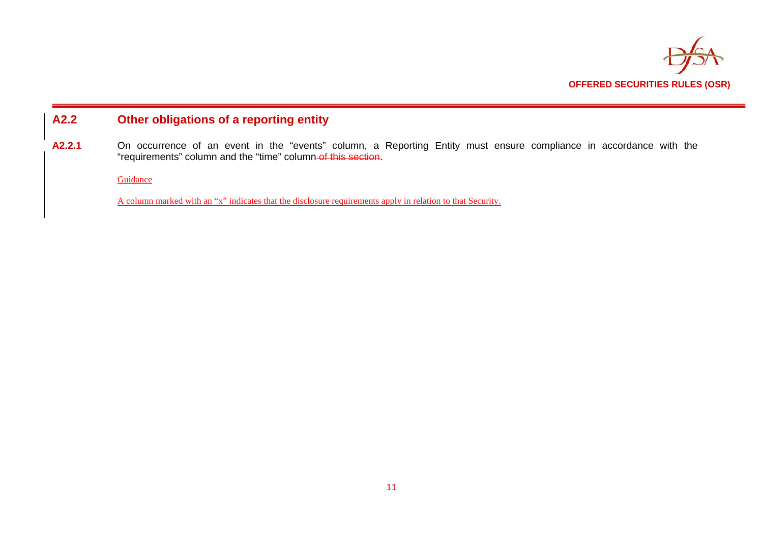## A2.2 Other obligations of a reporting entity

**A2.2.1** On occurrence of an event in the "events" column, a Reporting Entity must ensure compliance in accordance with the "requirements" column and the "time" column ~~of this section~~.

Guidance

A column marked with an "x" indicates that the disclosure requirements apply in relation to that Security.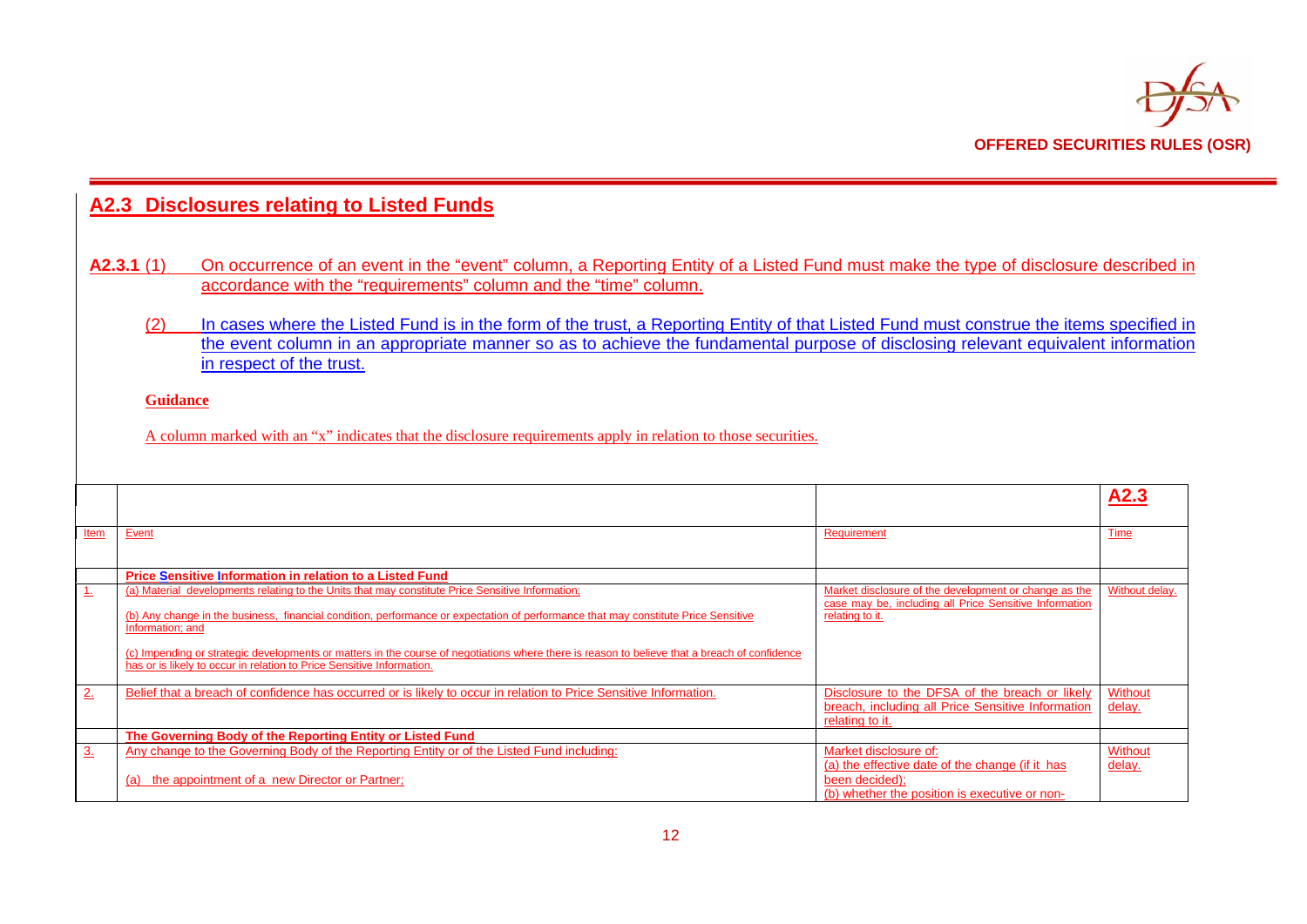## A2.3 Disclosures relating to Listed Funds

**A2.3.1** (1) On occurrence of an event in the "event" column, a Reporting Entity of a Listed Fund must make the type of disclosure described in accordance with the "requirements" column and the "time" column.

(2) In cases where the Listed Fund is in the form of the trust, a Reporting Entity of that Listed Fund must construe the items specified in the event column in an appropriate manner so as to achieve the fundamental purpose of disclosing relevant equivalent information in respect of the trust.

**Guidance**

A column marked with an "x" indicates that the disclosure requirements apply in relation to those securities.

| | | | A2.3 |
|---|---|---|---|
| Item | Event | Requirement | Time |
| | **Price Sensitive Information in relation to a Listed Fund** | | |
| 1. | (a) Material developments relating to the Units that may constitute Price Sensitive Information;<br><br>(b) Any change in the business, financial condition, performance or expectation of performance that may constitute Price Sensitive Information; and<br><br>(c) Impending or strategic developments or matters in the course of negotiations where there is reason to believe that a breach of confidence has or is likely to occur in relation to Price Sensitive Information. | Market disclosure of the development or change as the case may be, including all Price Sensitive Information relating to it. | Without delay. |
| 2. | Belief that a breach of confidence has occurred or is likely to occur in relation to Price Sensitive Information. | Disclosure to the DFSA of the breach or likely breach, including all Price Sensitive Information relating to it. | Without delay. |
| | **The Governing Body of the Reporting Entity or Listed Fund** | | |
| 3. | Any change to the Governing Body of the Reporting Entity or of the Listed Fund including:<br><br>(a) the appointment of a new Director or Partner; | Market disclosure of:<br>(a) the effective date of the change (if it has been decided);<br>(b) whether the position is executive or non- | Without delay. |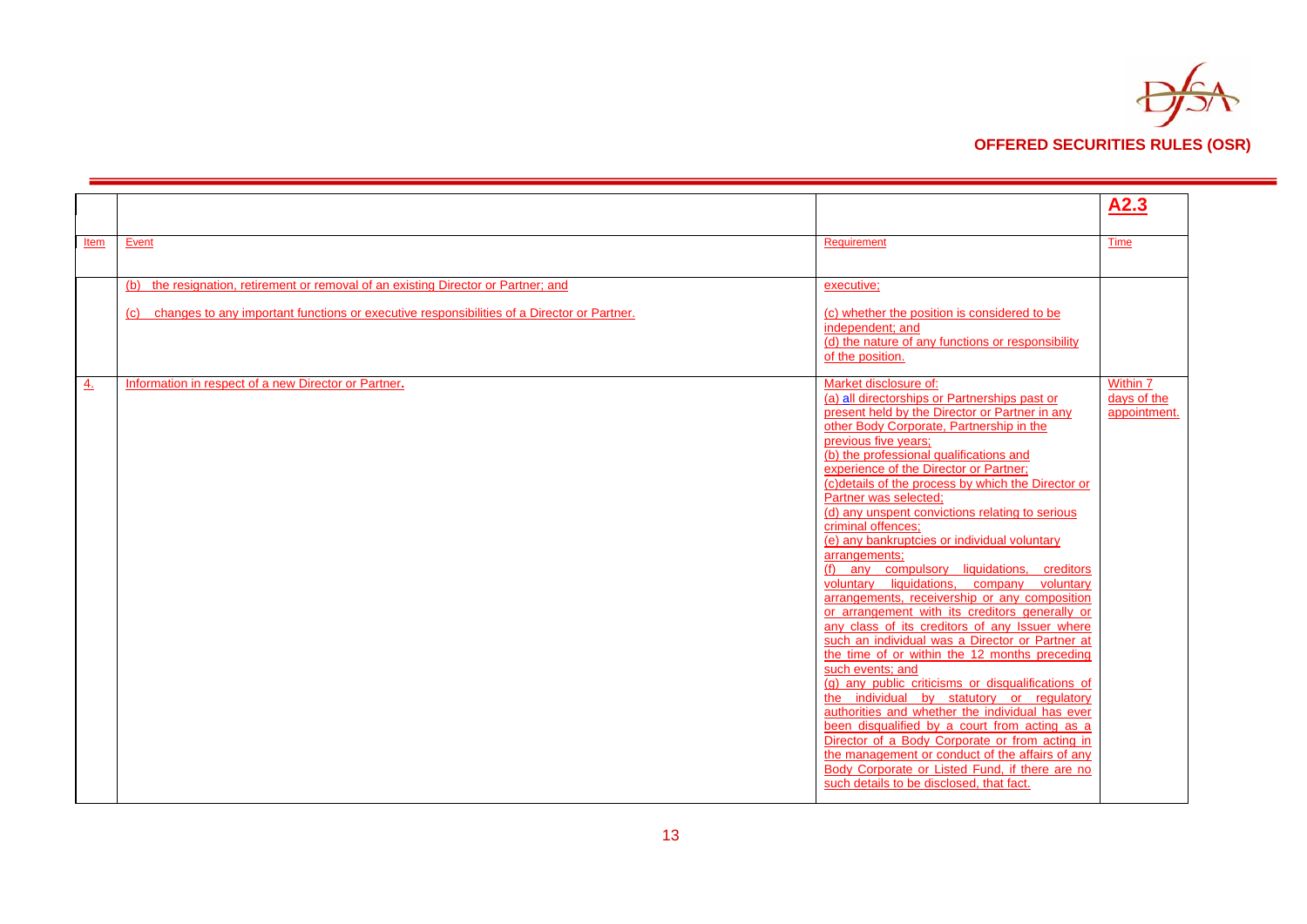| | | | **A2.3** |
|---|---|---|---|
| Item | Event | Requirement | Time |
| | (b) the resignation, retirement or removal of an existing Director or Partner; and<br><br>(c) changes to any important functions or executive responsibilities of a Director or Partner. | executive;<br><br>(c) whether the position is considered to be independent; and<br>(d) the nature of any functions or responsibility of the position. | |
| 4. | Information in respect of a new Director or Partner. | Market disclosure of:<br>(a) all directorships or Partnerships past or present held by the Director or Partner in any other Body Corporate, Partnership in the previous five years;<br>(b) the professional qualifications and experience of the Director or Partner;<br>(c)details of the process by which the Director or Partner was selected;<br>(d) any unspent convictions relating to serious criminal offences;<br>(e) any bankruptcies or individual voluntary arrangements;<br>(f) any compulsory liquidations, creditors voluntary liquidations, company voluntary arrangements, receivership or any composition or arrangement with its creditors generally or any class of its creditors of any Issuer where such an individual was a Director or Partner at the time of or within the 12 months preceding such events; and<br>(g) any public criticisms or disqualifications of the individual by statutory or regulatory authorities and whether the individual has ever been disqualified by a court from acting as a Director of a Body Corporate or from acting in the management or conduct of the affairs of any Body Corporate or Listed Fund, if there are no such details to be disclosed, that fact. | Within 7 days of the appointment. |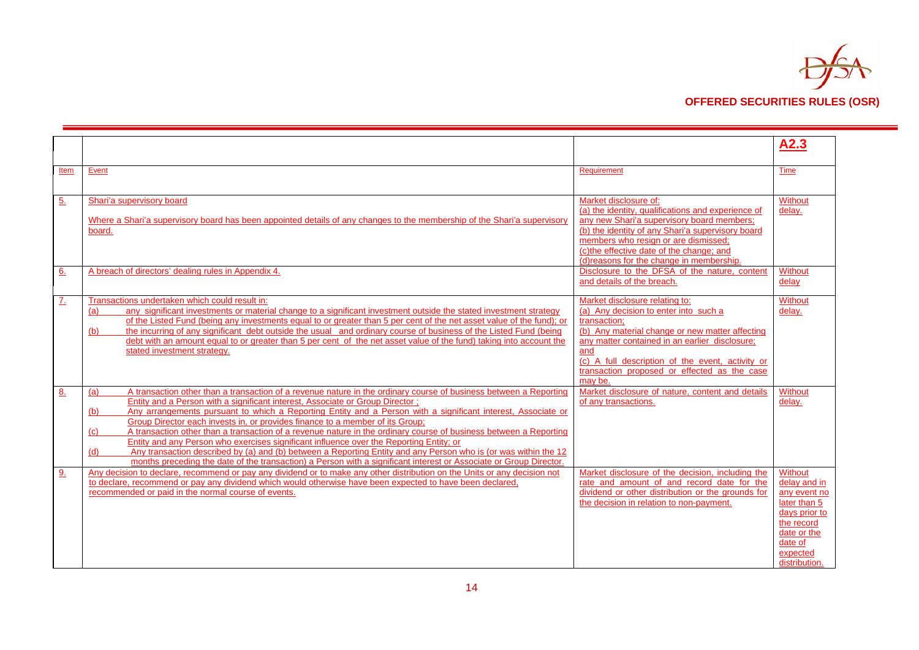| | | | A2.3 |
|---|---|---|---|
| Item | Event | Requirement | Time |
| 5. | Shari'a supervisory board<br><br>Where a Shari'a supervisory board has been appointed details of any changes to the membership of the Shari'a supervisory board. | Market disclosure of:<br>(a) the identity, qualifications and experience of any new Shari'a supervisory board members;<br>(b) the identity of any Shari'a supervisory board members who resign or are dismissed;<br>(c)the effective date of the change; and<br>(d)reasons for the change in membership. | Without delay. |
| 6. | A breach of directors' dealing rules in Appendix 4. | Disclosure to the DFSA of the nature, content and details of the breach. | Without delay |
| 7. | Transactions undertaken which could result in:<br>(a) any significant investments or material change to a significant investment outside the stated investment strategy of the Listed Fund (being any investments equal to or greater than 5 per cent of the net asset value of the fund); or<br>(b) the incurring of any significant debt outside the usual and ordinary course of business of the Listed Fund (being debt with an amount equal to or greater than 5 per cent of the net asset value of the fund) taking into account the stated investment strategy. | Market disclosure relating to:<br>(a) Any decision to enter into such a transaction;<br>(b) Any material change or new matter affecting any matter contained in an earlier disclosure; and<br>(c) A full description of the event, activity or transaction proposed or effected as the case may be. | Without delay. |
| 8. | (a) A transaction other than a transaction of a revenue nature in the ordinary course of business between a Reporting Entity and a Person with a significant interest, Associate or Group Director ;<br>(b) Any arrangements pursuant to which a Reporting Entity and a Person with a significant interest, Associate or Group Director each invests in, or provides finance to a member of its Group;<br>(c) A transaction other than a transaction of a revenue nature in the ordinary course of business between a Reporting Entity and any Person who exercises significant influence over the Reporting Entity; or<br>(d) Any transaction described by (a) and (b) between a Reporting Entity and any Person who is (or was within the 12 months preceding the date of the transaction) a Person with a significant interest or Associate or Group Director. | Market disclosure of nature, content and details of any transactions. | Without delay. |
| 9. | Any decision to declare, recommend or pay any dividend or to make any other distribution on the Units or any decision not to declare, recommend or pay any dividend which would otherwise have been expected to have been declared, recommended or paid in the normal course of events. | Market disclosure of the decision, including the rate and amount of and record date for the dividend or other distribution or the grounds for the decision in relation to non-payment. | Without delay and in any event no later than 5 days prior to the record date or the date of expected distribution. |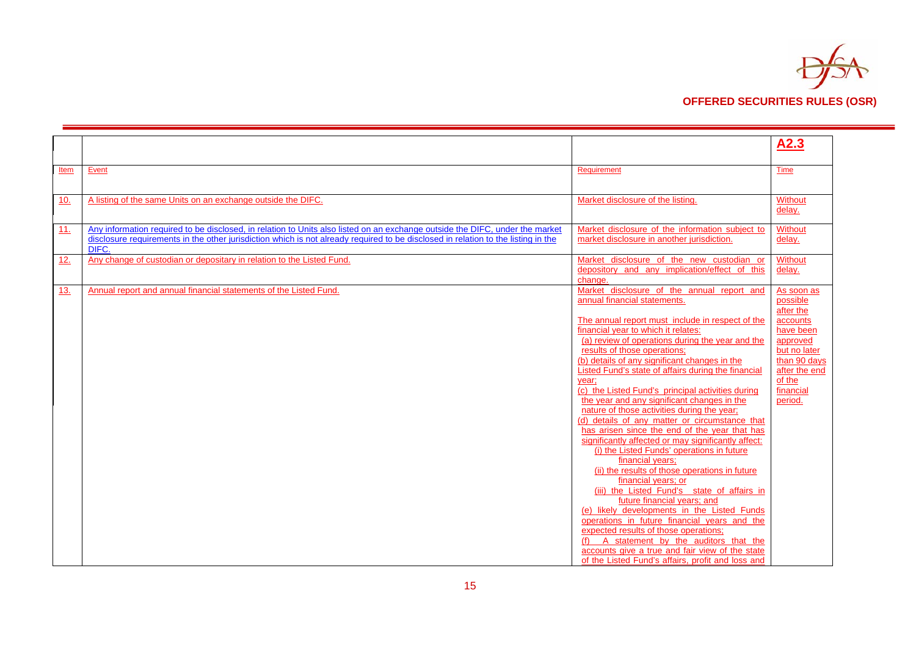| | | | **A2.3** |
|---|---|---|---|
| Item | Event | Requirement | Time |
| 10. | A listing of the same Units on an exchange outside the DIFC. | Market disclosure of the listing. | Without delay. |
| 11. | Any information required to be disclosed, in relation to Units also listed on an exchange outside the DIFC, under the market disclosure requirements in the other jurisdiction which is not already required to be disclosed in relation to the listing in the DIFC. | Market disclosure of the information subject to market disclosure in another jurisdiction. | Without delay. |
| 12. | Any change of custodian or depositary in relation to the Listed Fund. | Market disclosure of the new custodian or depository and any implication/effect of this change. | Without delay. |
| 13. | Annual report and annual financial statements of the Listed Fund. | Market disclosure of the annual report and annual financial statements.<br><br>The annual report must include in respect of the financial year to which it relates:<br>(a) review of operations during the year and the results of those operations;<br>(b) details of any significant changes in the Listed Fund's state of affairs during the financial year;<br>(c) the Listed Fund's principal activities during the year and any significant changes in the nature of those activities during the year;<br>(d) details of any matter or circumstance that has arisen since the end of the year that has significantly affected or may significantly affect:<br>(i) the Listed Funds' operations in future financial years;<br>(ii) the results of those operations in future financial years; or<br>(iii) the Listed Fund's state of affairs in future financial years; and<br>(e) likely developments in the Listed Funds operations in future financial years and the expected results of those operations;<br>(f) A statement by the auditors that the accounts give a true and fair view of the state of the Listed Fund's affairs, profit and loss and | As soon as possible after the accounts have been approved but no later than 90 days after the end of the financial period. |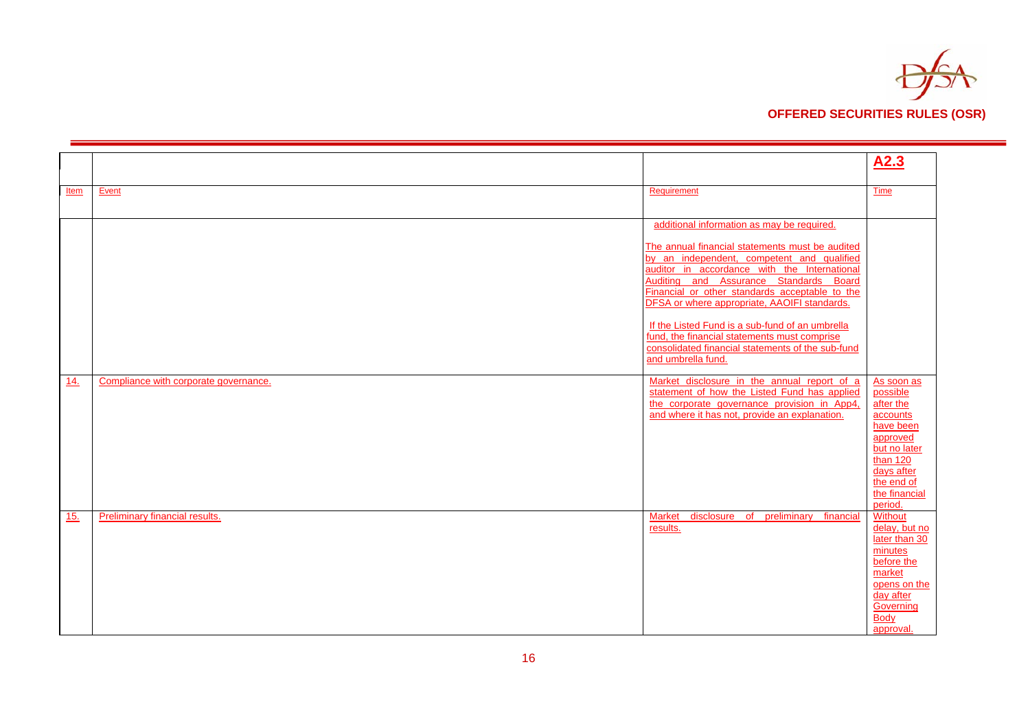| | | | A2.3 |
|---|---|---|---|
| Item | Event | Requirement | Time |
| | | additional information as may be required.<br><br>The annual financial statements must be audited by an independent, competent and qualified auditor in accordance with the International Auditing and Assurance Standards Board Financial or other standards acceptable to the DFSA or where appropriate, AAOIFI standards.<br><br>If the Listed Fund is a sub-fund of an umbrella fund, the financial statements must comprise consolidated financial statements of the sub-fund and umbrella fund. | |
| 14. | Compliance with corporate governance. | Market disclosure in the annual report of a statement of how the Listed Fund has applied the corporate governance provision in App4, and where it has not, provide an explanation. | As soon as possible after the accounts have been approved but no later than 120 days after the end of the financial period. |
| 15. | Preliminary financial results. | Market disclosure of preliminary financial results. | Without delay, but no later than 30 minutes before the market opens on the day after Governing Body approval. |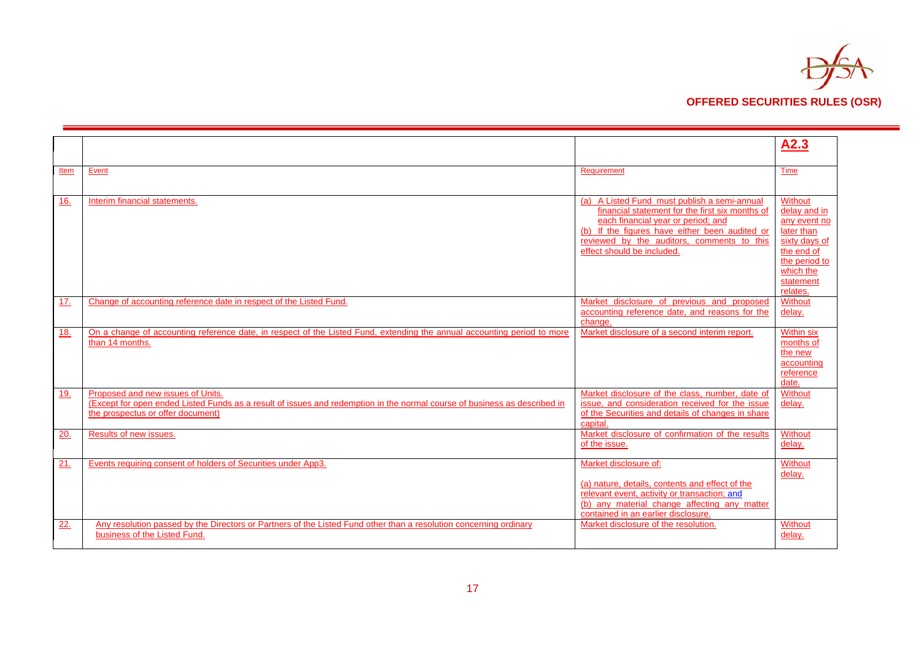| | | | **A2.3** |
|---|---|---|---|
| Item | Event | Requirement | Time |
| 16. | Interim financial statements. | (a) A Listed Fund must publish a semi-annual financial statement for the first six months of each financial year or period; and<br>(b) If the figures have either been audited or reviewed by the auditors, comments to this effect should be included. | Without delay and in any event no later than sixty days of the end of the period to which the statement relates. |
| 17. | Change of accounting reference date in respect of the Listed Fund. | Market disclosure of previous and proposed accounting reference date, and reasons for the change. | Without delay. |
| 18. | On a change of accounting reference date, in respect of the Listed Fund, extending the annual accounting period to more than 14 months. | Market disclosure of a second interim report. | Within six months of the new accounting reference date. |
| 19. | Proposed and new issues of Units.<br>(Except for open ended Listed Funds as a result of issues and redemption in the normal course of business as described in the prospectus or offer document) | Market disclosure of the class, number, date of issue, and consideration received for the issue of the Securities and details of changes in share capital. | Without delay. |
| 20. | Results of new issues. | Market disclosure of confirmation of the results of the issue. | Without delay. |
| 21. | Events requiring consent of holders of Securities under App3. | Market disclosure of:<br>(a) nature, details, contents and effect of the relevant event, activity or transaction; and<br>(b) any material change affecting any matter contained in an earlier disclosure. | Without delay. |
| 22. | Any resolution passed by the Directors or Partners of the Listed Fund other than a resolution concerning ordinary business of the Listed Fund. | Market disclosure of the resolution. | Without delay. |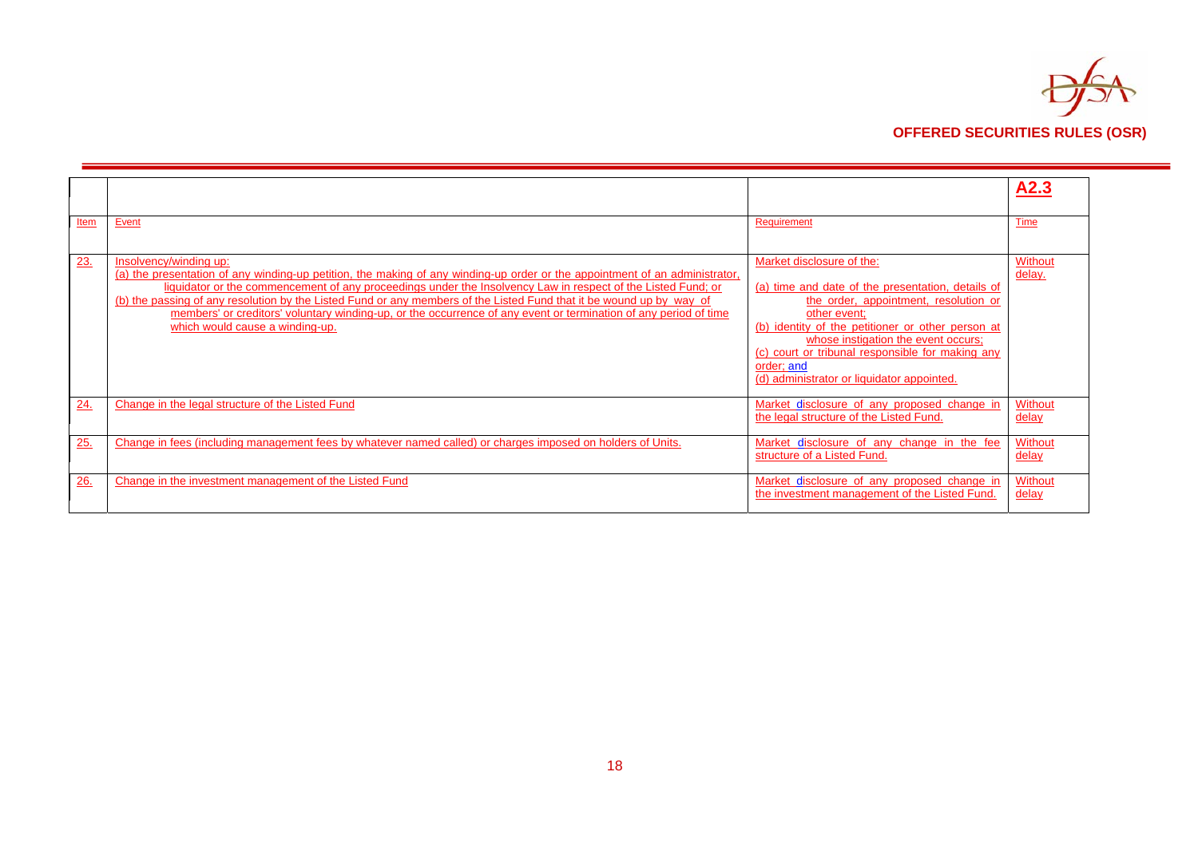| | | | A2.3 |
|---|---|---|---|
| Item | Event | Requirement | Time |
| 23. | Insolvency/winding up:<br>(a) the presentation of any winding-up petition, the making of any winding-up order or the appointment of an administrator, liquidator or the commencement of any proceedings under the Insolvency Law in respect of the Listed Fund; or<br>(b) the passing of any resolution by the Listed Fund or any members of the Listed Fund that it be wound up by way of members' or creditors' voluntary winding-up, or the occurrence of any event or termination of any period of time which would cause a winding-up. | Market disclosure of the:<br>(a) time and date of the presentation, details of the order, appointment, resolution or other event;<br>(b) identity of the petitioner or other person at whose instigation the event occurs;<br>(c) court or tribunal responsible for making any order; and<br>(d) administrator or liquidator appointed. | Without delay. |
| 24. | Change in the legal structure of the Listed Fund | Market disclosure of any proposed change in the legal structure of the Listed Fund. | Without delay |
| 25. | Change in fees (including management fees by whatever named called) or charges imposed on holders of Units. | Market disclosure of any change in the fee structure of a Listed Fund. | Without delay |
| 26. | Change in the investment management of the Listed Fund | Market disclosure of any proposed change in the investment management of the Listed Fund. | Without delay |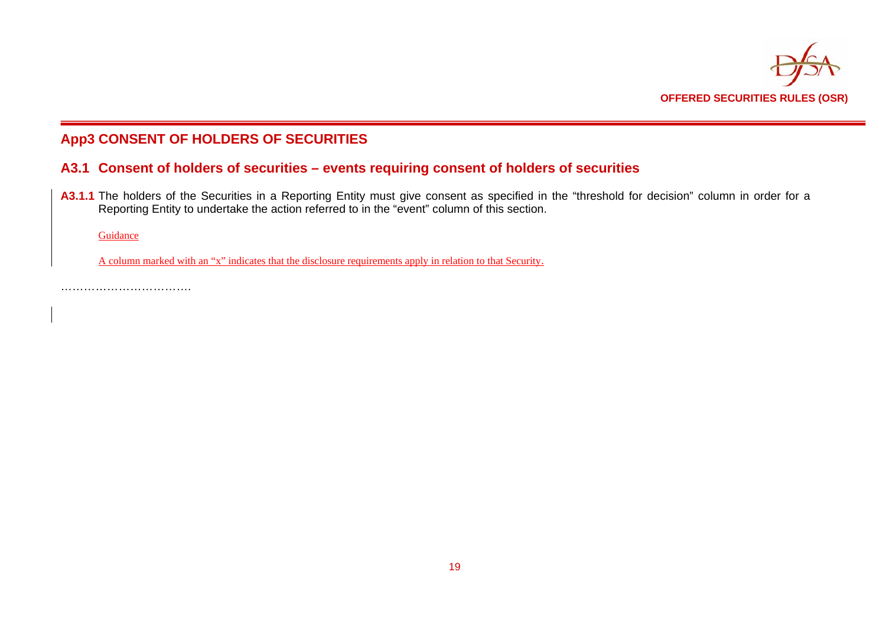## App3 CONSENT OF HOLDERS OF SECURITIES

### A3.1 Consent of holders of securities – events requiring consent of holders of securities

**A3.1.1** The holders of the Securities in a Reporting Entity must give consent as specified in the "threshold for decision" column in order for a Reporting Entity to undertake the action referred to in the "event" column of this section.

Guidance

A column marked with an "x" indicates that the disclosure requirements apply in relation to that Security.

…………………………….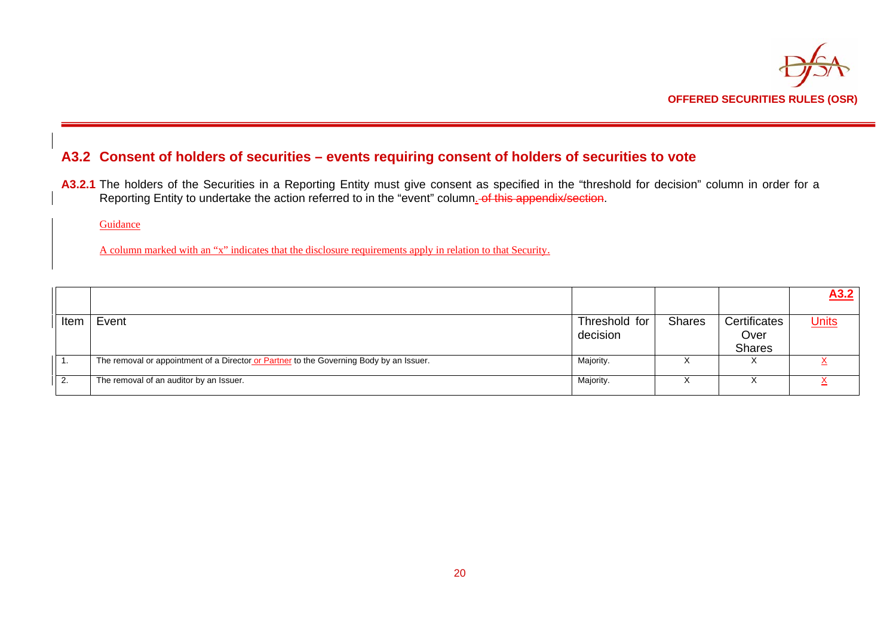## A3.2 Consent of holders of securities – events requiring consent of holders of securities to vote

**A3.2.1** The holders of the Securities in a Reporting Entity must give consent as specified in the "threshold for decision" column in order for a Reporting Entity to undertake the action referred to in the "event" column. of this appendix/section.

Guidance

A column marked with an "x" indicates that the disclosure requirements apply in relation to that Security.

| | | | | | A3.2 |
|---|---|---|---|---|---|
| Item | Event | Threshold for decision | Shares | Certificates Over Shares | Units |
| 1. | The removal or appointment of a Director or Partner to the Governing Body by an Issuer. | Majority. | X | X | X |
| 2. | The removal of an auditor by an Issuer. | Majority. | X | X | X |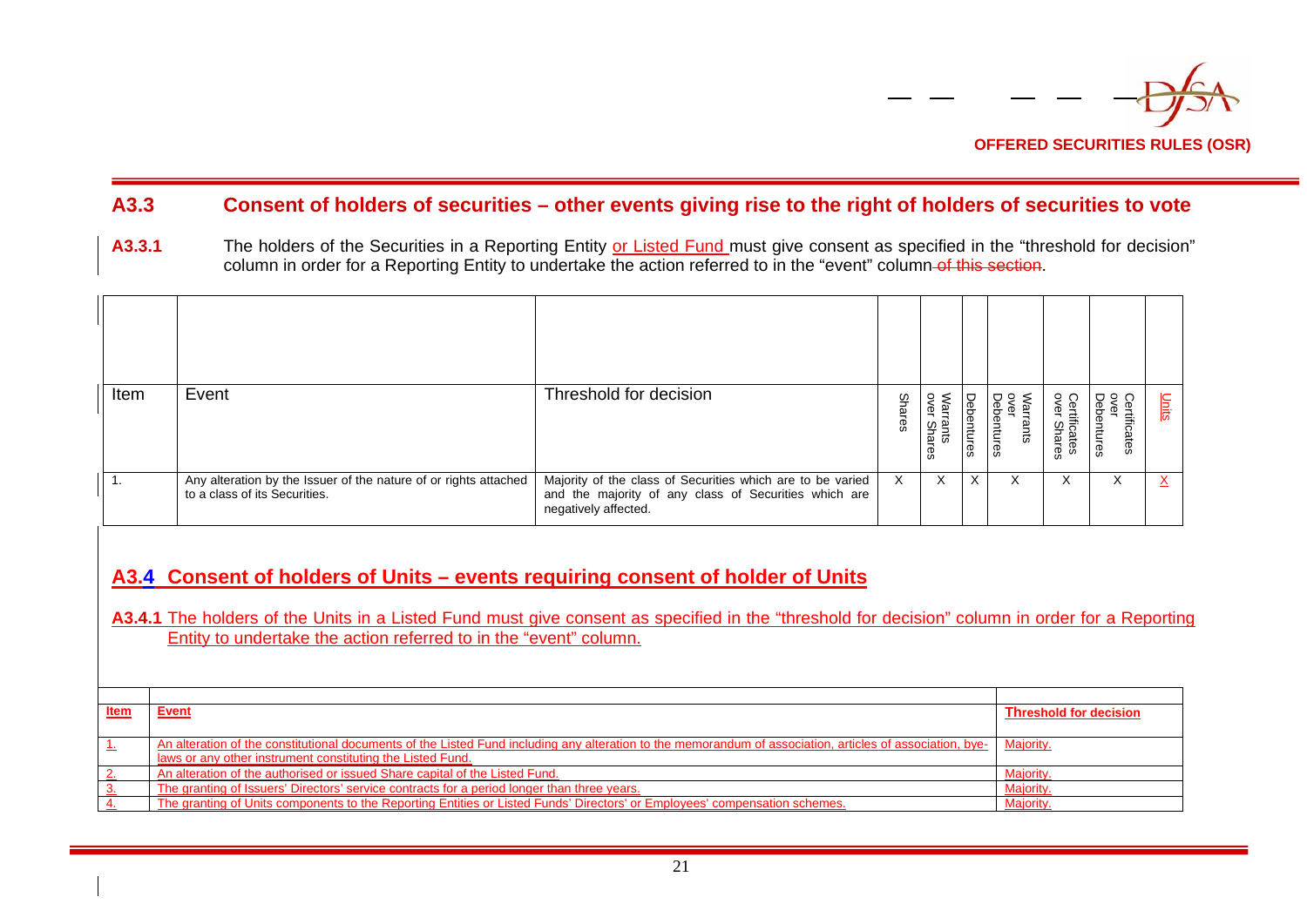## A3.3 Consent of holders of securities – other events giving rise to the right of holders of securities to vote

**A3.3.1** The holders of the Securities in a Reporting Entity or Listed Fund must give consent as specified in the "threshold for decision" column in order for a Reporting Entity to undertake the action referred to in the "event" column of this section.

| Item | Event | Threshold for decision | Shares | Warrants over Shares | Debentures | Warrants over Debentures | Certificates over Shares | Certificates over Debentures | Units |
|---|---|---|---|---|---|---|---|---|---|
| 1. | Any alteration by the Issuer of the nature of or rights attached to a class of its Securities. | Majority of the class of Securities which are to be varied and the majority of any class of Securities which are negatively affected. | X | X | X | X | X | X | X |

## A3.4 Consent of holders of Units – events requiring consent of holder of Units

**A3.4.1** The holders of the Units in a Listed Fund must give consent as specified in the "threshold for decision" column in order for a Reporting Entity to undertake the action referred to in the "event" column.

| Item | Event | Threshold for decision |
|---|---|---|
| 1. | An alteration of the constitutional documents of the Listed Fund including any alteration to the memorandum of association, articles of association, bye-laws or any other instrument constituting the Listed Fund. | Majority. |
| 2. | An alteration of the authorised or issued Share capital of the Listed Fund. | Majority. |
| 3. | The granting of Issuers' Directors' service contracts for a period longer than three years. | Majority. |
| 4. | The granting of Units components to the Reporting Entities or Listed Funds' Directors' or Employees' compensation schemes. | Majority. |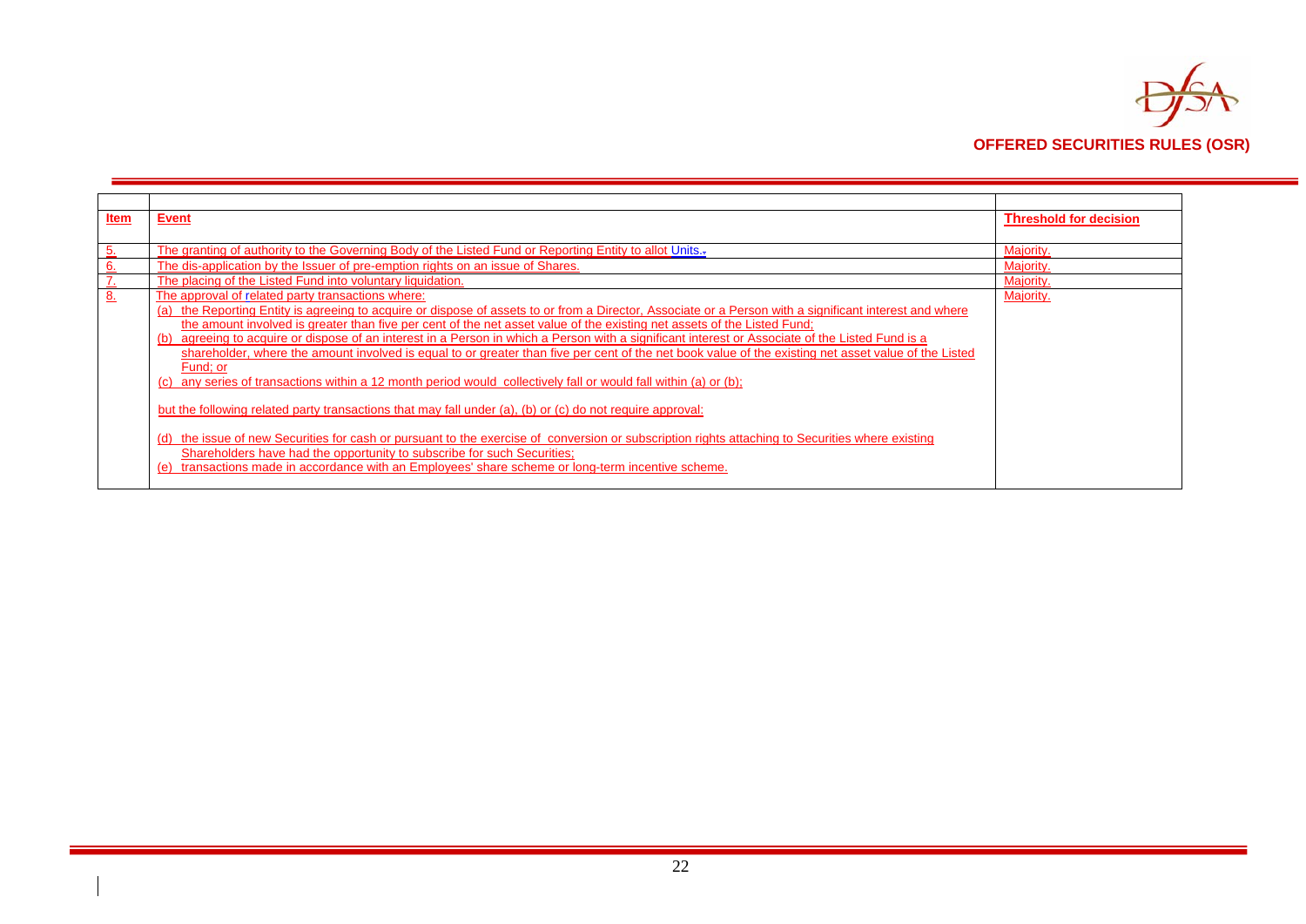| Item | Event | Threshold for decision |
| --- | --- | --- |
| 5. | The granting of authority to the Governing Body of the Listed Fund or Reporting Entity to allot Units. | Majority. |
| 6. | The dis-application by the Issuer of pre-emption rights on an issue of Shares. | Majority. |
| 7. | The placing of the Listed Fund into voluntary liquidation. | Majority. |
| 8. | The approval of related party transactions where:<br>(a) the Reporting Entity is agreeing to acquire or dispose of assets to or from a Director, Associate or a Person with a significant interest and where the amount involved is greater than five per cent of the net asset value of the existing net assets of the Listed Fund;<br>(b) agreeing to acquire or dispose of an interest in a Person in which a Person with a significant interest or Associate of the Listed Fund is a shareholder, where the amount involved is equal to or greater than five per cent of the net book value of the existing net asset value of the Listed Fund; or<br>(c) any series of transactions within a 12 month period would collectively fall or would fall within (a) or (b);<br><br>but the following related party transactions that may fall under (a), (b) or (c) do not require approval:<br><br>(d) the issue of new Securities for cash or pursuant to the exercise of conversion or subscription rights attaching to Securities where existing Shareholders have had the opportunity to subscribe for such Securities;<br>(e) transactions made in accordance with an Employees' share scheme or long-term incentive scheme. | Majority. |